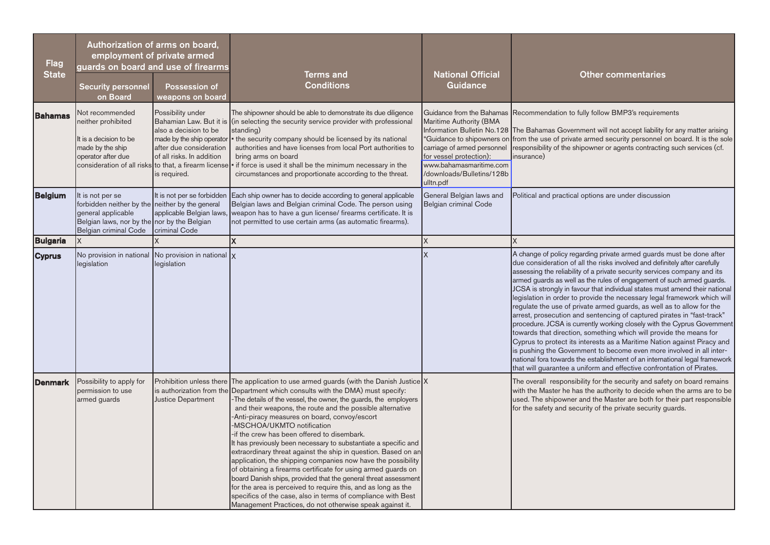| Flag State | Authorization of arms on board, employment of private armed guards on board and use of firearms | | Terms and Conditions | National Official Guidance | Other commentaries |
|---|---|---|---|---|---|
| | Security personnel on Board | Possession of weapons on board | | | |
| **Bahamas** | Not recommended neither prohibited<br><br>It is a decision to be made by the ship operator after due consideration of all risks | Possibility under Bahamian Law. But it is also a decision to be made by the ship operator after due consideration of all risks. In addition to that, a firearm license is required. | The shipowner should be able to demonstrate its due diligence (in selecting the security service provider with professional standing)<br>• the security company should be licensed by its national authorities and have licenses from local Port authorities to bring arms on board<br>• if force is used it shall be the minimum necessary in the circumstances and proportionate according to the threat. | Guidance from the Bahamas Maritime Authority (BMA Information Bulletin No.128 "Guidance to shipowners on carriage of armed personnel for vessel protection): www.bahamasmaritime.com/downloads/Bulletins/128bulltn.pdf | Recommendation to fully follow BMP3's requirements<br><br>The Bahamas Government will not accept liability for any matter arising from the use of private armed security personnel on board. It is the sole responsibility of the shipowner or agents contracting such services (cf. insurance) |
| **Belgium** | It is not per se forbidden neither by the general applicable Belgian laws, nor by the Belgian criminal Code | It is not per se forbidden neither by the general applicable Belgian laws, nor by the Belgian criminal Code | Each ship owner has to decide according to general applicable Belgian laws and Belgian criminal Code. The person using weapon has to have a gun license/ firearms certificate. It is not permitted to use certain arms (as automatic firearms). | General Belgian laws and Belgian criminal Code | Political and practical options are under discussion |
| **Bulgaria** | X | X | X | X | X |
| **Cyprus** | No provision in national legislation | No provision in national legislation | X | X | A change of policy regarding private armed guards must be done after due consideration of all the risks involved and definitely after carefully assessing the reliability of a private security services company and its armed guards as well as the rules of engagement of such armed guards. JCSA is strongly in favour that individual states must amend their national legislation in order to provide the necessary legal framework which will regulate the use of private armed guards, as well as to allow for the arrest, prosecution and sentencing of captured pirates in "fast-track" procedure. JCSA is currently working closely with the Cyprus Government towards that direction, something which will provide the means for Cyprus to protect its interests as a Maritime Nation against Piracy and is pushing the Government to become even more involved in all international fora towards the establishment of an international legal framework that will guarantee a uniform and effective confrontation of Pirates. |
| **Denmark** | Possibility to apply for permission to use armed guards | Prohibition unless there is authorization from the Justice Department | The application to use armed guards (with the Danish Justice Department which consults with the DMA) must specify:<br>-The details of the vessel, the owner, the guards, the employers and their weapons, the route and the possible alternative<br>-Anti-piracy measures on board, convoy/escort<br>-MSCHOA/UKMTO notification<br>-if the crew has been offered to disembark.<br>It has previously been necessary to substantiate a specific and extraordinary threat against the ship in question. Based on an application, the shipping companies now have the possibility of obtaining a firearms certificate for using armed guards on board Danish ships, provided that the general threat assessment for the area is perceived to require this, and as long as the specifics of the case, also in terms of compliance with Best Management Practices, do not otherwise speak against it. | X | The overall responsibility for the security and safety on board remains with the Master he has the authority to decide when the arms are to be used. The shipowner and the Master are both for their part responsible for the safety and security of the private security guards. |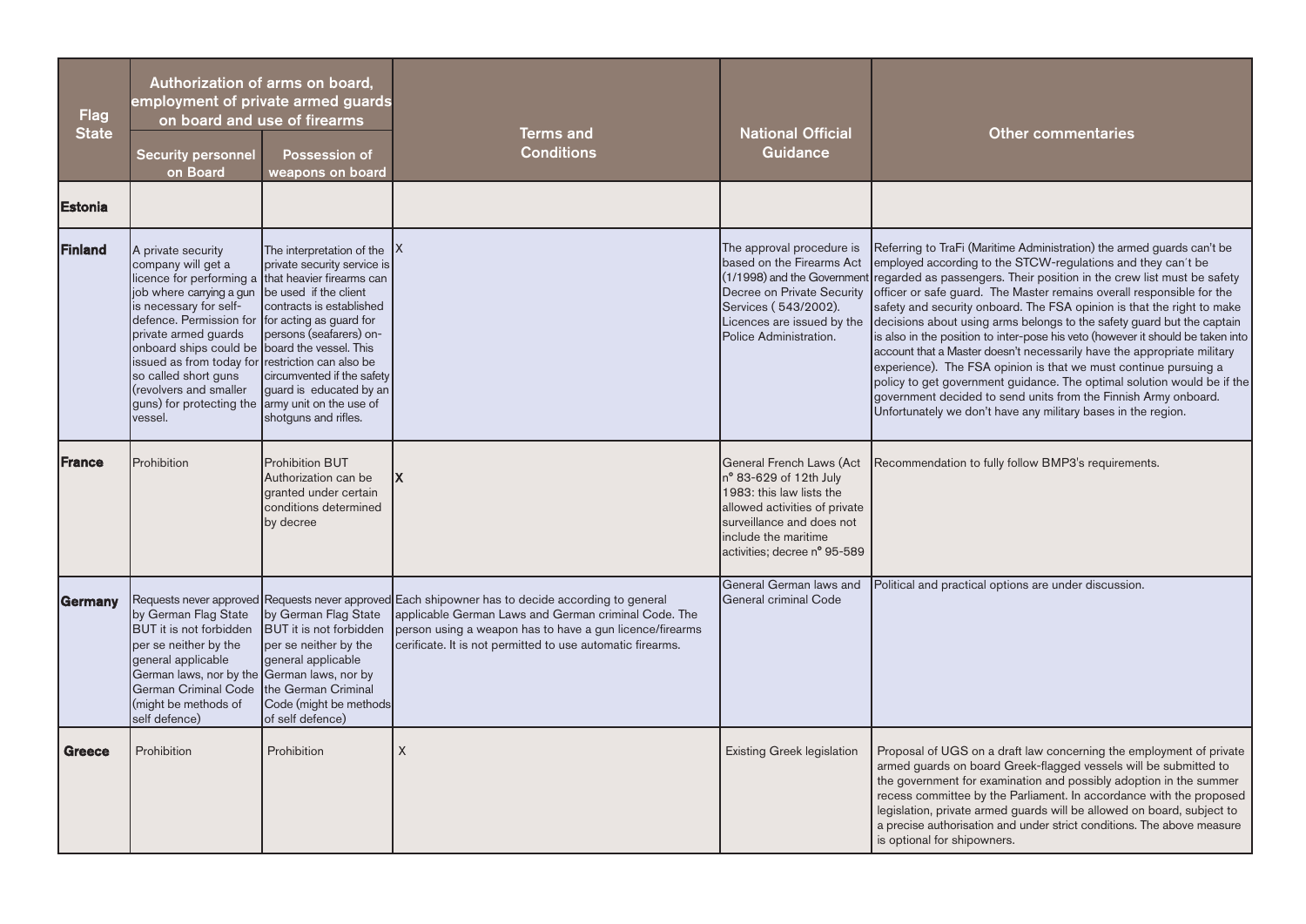| Flag State | Authorization of arms on board, employment of private armed guards on board and use of firearms | | Terms and Conditions | National Official Guidance | Other commentaries |
|---|---|---|---|---|---|
| | Security personnel on Board | Possession of weapons on board | | | |
| **Estonia** | | | | | |
| **Finland** | A private security company will get a licence for performing a job where carrying a gun is necessary for self-defence. Permission for private armed guards onboard ships could be issued as from today for so called short guns (revolvers and smaller guns) for protecting the vessel. | The interpretation of the private security service is that heavier firearms can be used if the client contracts is established for acting as guard for persons (seafarers) on-board the vessel. This restriction can also be circumvented if the safety guard is educated by an army unit on the use of shotguns and rifles. | X | The approval procedure is based on the Firearms Act (1/1998) and the Government Decree on Private Security Services ( 543/2002). Licences are issued by the Police Administration. | Referring to TraFi (Maritime Administration) the armed guards can't be employed according to the STCW-regulations and they can´t be regarded as passengers. Their position in the crew list must be safety officer or safe guard. The Master remains overall responsible for the safety and security onboard. The FSA opinion is that the right to make decisions about using arms belongs to the safety guard but the captain is also in the position to inter-pose his veto (however it should be taken into account that a Master doesn't necessarily have the appropriate military experience). The FSA opinion is that we must continue pursuing a policy to get government guidance. The optimal solution would be if the government decided to send units from the Finnish Army onboard. Unfortunately we don't have any military bases in the region. |
| **France** | Prohibition | Prohibition BUT Authorization can be granted under certain conditions determined by decree | X | General French Laws (Act n° 83-629 of 12th July 1983: this law lists the allowed activities of private surveillance and does not include the maritime activities; decree n° 95-589 | Recommendation to fully follow BMP3's requirements. |
| **Germany** | Requests never approved by German Flag State BUT it is not forbidden per se neither by the general applicable German laws, nor by the German Criminal Code (might be methods of self defence) | Requests never approved by German Flag State BUT it is not forbidden per se neither by the general applicable German laws, nor by the German Criminal Code (might be methods of self defence) | Each shipowner has to decide according to general applicable German Laws and German criminal Code. The person using a weapon has to have a gun licence/firearms cerificate. It is not permitted to use automatic firearms. | General German laws and General criminal Code | Political and practical options are under discussion. |
| **Greece** | Prohibition | Prohibition | X | Existing Greek legislation | Proposal of UGS on a draft law concerning the employment of private armed guards on board Greek-flagged vessels will be submitted to the government for examination and possibly adoption in the summer recess committee by the Parliament. In accordance with the proposed legislation, private armed guards will be allowed on board, subject to a precise authorisation and under strict conditions. The above measure is optional for shipowners. |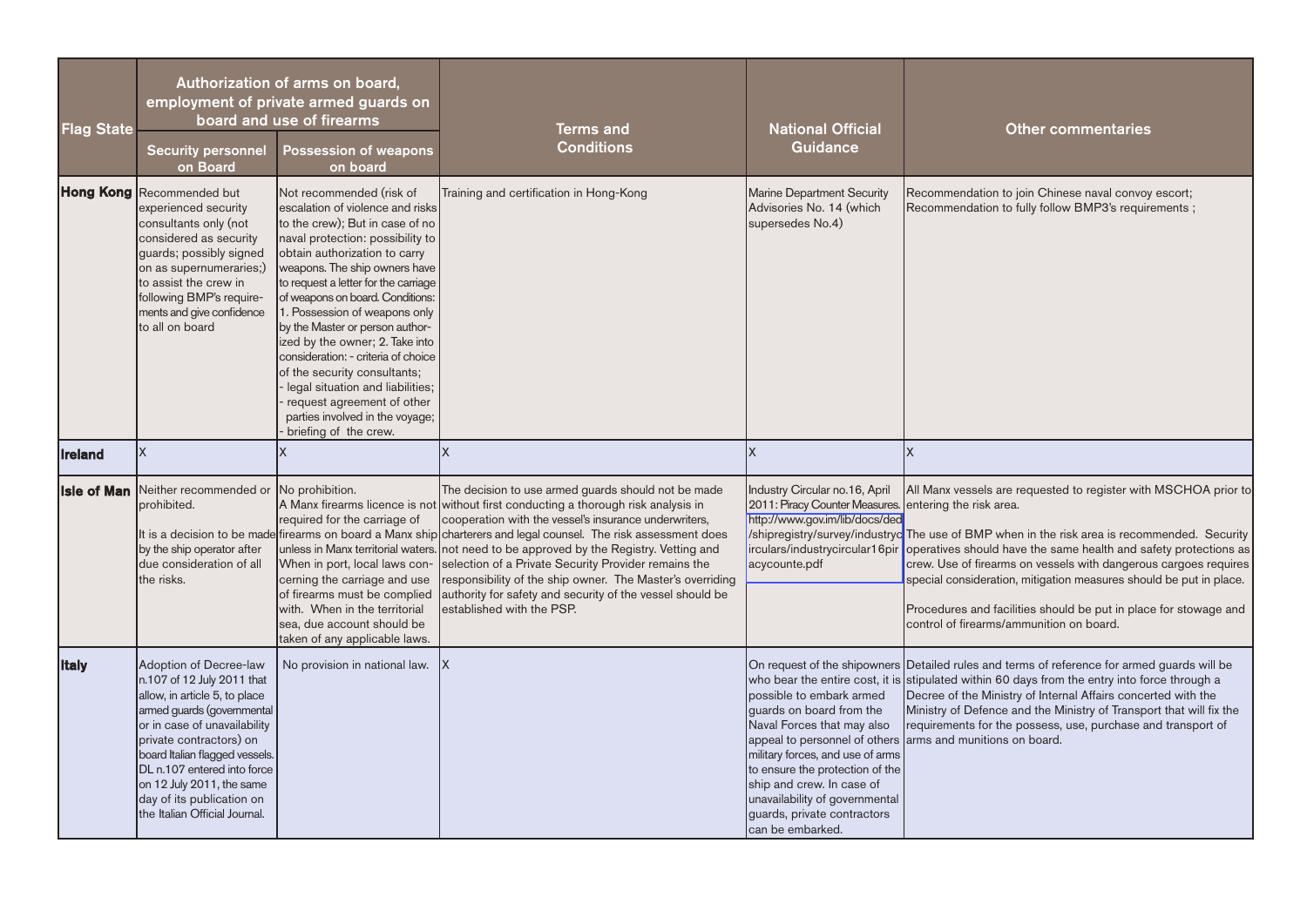| Flag State | Authorization of arms on board, employment of private armed guards on board and use of firearms | | Terms and Conditions | National Official Guidance | Other commentaries |
|---|---|---|---|---|---|
| | Security personnel on Board | Possession of weapons on board | | | |
| **Hong Kong** | Recommended but experienced security consultants only (not considered as security guards; possibly signed on as supernumeraries;) to assist the crew in following BMP's requirements and give confidence to all on board | Not recommended (risk of escalation of violence and risks to the crew); But in case of no naval protection: possibility to obtain authorization to carry weapons. The ship owners have to request a letter for the carriage of weapons on board. Conditions: 1. Possession of weapons only by the Master or person authorized by the owner; 2. Take into consideration: - criteria of choice of the security consultants; - legal situation and liabilities; - request agreement of other parties involved in the voyage; - briefing of the crew. | Training and certification in Hong-Kong | Marine Department Security Advisories No. 14 (which supersedes No.4) | Recommendation to join Chinese naval convoy escort; Recommendation to fully follow BMP3's requirements ; |
| **Ireland** | X | X | X | X | X |
| **Isle of Man** | Neither recommended or prohibited.<br><br>It is a decision to be made by the ship operator after due consideration of all the risks. | No prohibition.<br>A Manx firearms licence is not required for the carriage of firearms on board a Manx ship unless in Manx territorial waters. When in port, local laws concerning the carriage and use of firearms must be complied with. When in the territorial sea, due account should be taken of any applicable laws. | The decision to use armed guards should not be made without first conducting a thorough risk analysis in cooperation with the vessel's insurance underwriters, charterers and legal counsel. The risk assessment does not need to be approved by the Registry. Vetting and selection of a Private Security Provider remains the responsibility of the ship owner. The Master's overriding authority for safety and security of the vessel should be established with the PSP. | Industry Circular no.16, April 2011: Piracy Counter Measures. http://www.gov.im/lib/docs/ded/shipregistry/survey/industrycirculars/industrycircular16piracycounte.pdf | All Manx vessels are requested to register with MSCHOA prior to entering the risk area.<br><br>The use of BMP when in the risk area is recommended. Security operatives should have the same health and safety protections as crew. Use of firearms on vessels with dangerous cargoes requires special consideration, mitigation measures should be put in place.<br><br>Procedures and facilities should be put in place for stowage and control of firearms/ammunition on board. |
| **Italy** | Adoption of Decree-law n.107 of 12 July 2011 that allow, in article 5, to place armed guards (governmental or in case of unavailability private contractors) on board Italian flagged vessels. DL n.107 entered into force on 12 July 2011, the same day of its publication on the Italian Official Journal. | No provision in national law. | X | On request of the shipowners who bear the entire cost, it is possible to embark armed guards on board from the Naval Forces that may also appeal to personnel of others military forces, and use of arms to ensure the protection of the ship and crew. In case of unavailability of governmental guards, private contractors can be embarked. | Detailed rules and terms of reference for armed guards will be stipulated within 60 days from the entry into force through a Decree of the Ministry of Internal Affairs concerted with the Ministry of Defence and the Ministry of Transport that will fix the requirements for the possess, use, purchase and transport of arms and munitions on board. |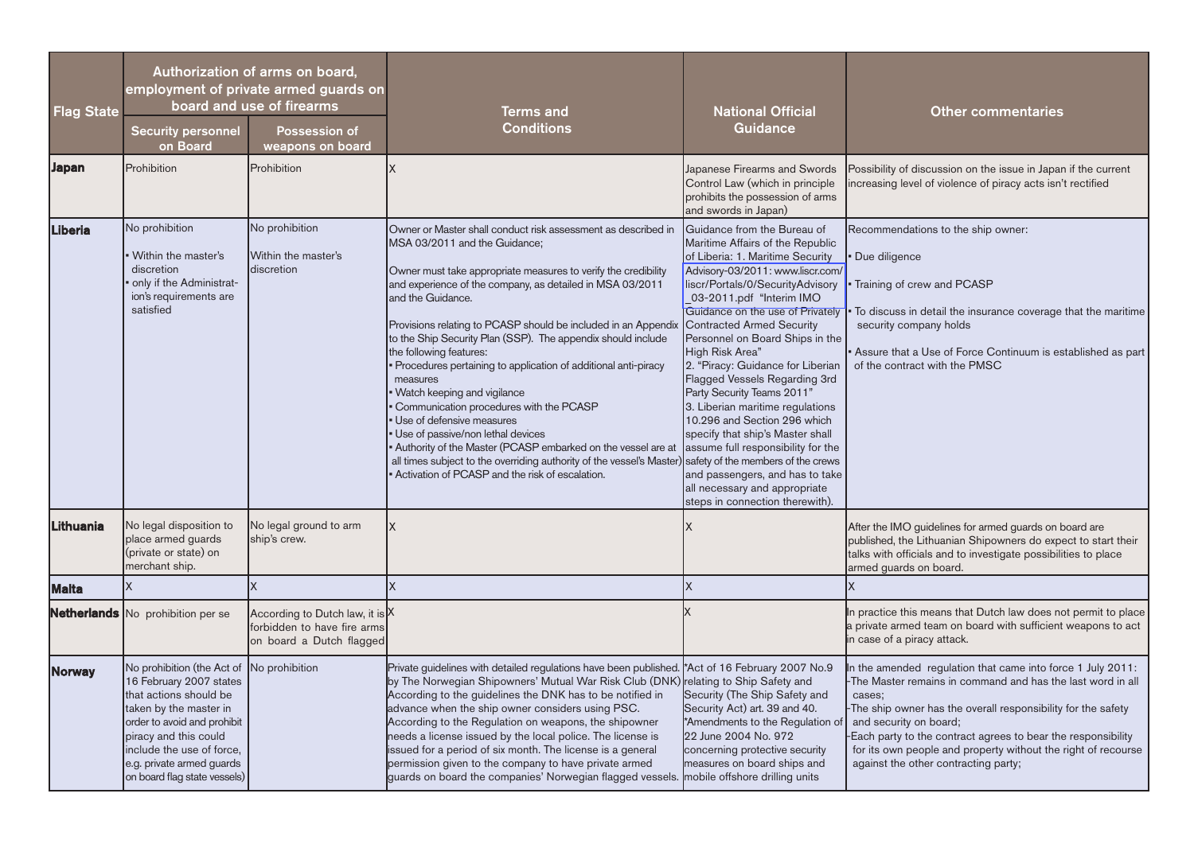| Flag State | Authorization of arms on board, employment of private armed guards on board and use of firearms | | Terms and Conditions | National Official Guidance | Other commentaries |
|---|---|---|---|---|---|
| | Security personnel on Board | Possession of weapons on board | | | |
| **Japan** | Prohibition | Prohibition | X | Japanese Firearms and Swords Control Law (which in principle prohibits the possession of arms and swords in Japan) | Possibility of discussion on the issue in Japan if the current increasing level of violence of piracy acts isn't rectified |
| **Liberia** | No prohibition<br>• Within the master's discretion<br>• only if the Administration's requirements are satisfied | No prohibition<br>Within the master's discretion | Owner or Master shall conduct risk assessment as described in MSA 03/2011 and the Guidance;<br>Owner must take appropriate measures to verify the credibility and experience of the company, as detailed in MSA 03/2011 and the Guidance.<br>Provisions relating to PCASP should be included in an Appendix to the Ship Security Plan (SSP). The appendix should include the following features:<br>• Procedures pertaining to application of additional anti-piracy measures<br>• Watch keeping and vigilance<br>• Communication procedures with the PCASP<br>• Use of defensive measures<br>• Use of passive/non lethal devices<br>• Authority of the Master (PCASP embarked on the vessel are at all times subject to the overriding authority of the vessel's Master)<br>• Activation of PCASP and the risk of escalation. | Guidance from the Bureau of Maritime Affairs of the Republic of Liberia: 1. Maritime Security Advisory-03/2011: www.liscr.com/liscr/Portals/0/SecurityAdvisory_03-2011.pdf "Interim IMO Guidance on the use of Privately Contracted Armed Security Personnel on Board Ships in the High Risk Area"<br>2. "Piracy: Guidance for Liberian Flagged Vessels Regarding 3rd Party Security Teams 2011"<br>3. Liberian maritime regulations 10.296 and Section 296 which specify that ship's Master shall assume full responsibility for the safety of the members of the crews and passengers, and has to take all necessary and appropriate steps in connection therewith). | Recommendations to the ship owner:<br>• Due diligence<br>• Training of crew and PCASP<br>• To discuss in detail the insurance coverage that the maritime security company holds<br>• Assure that a Use of Force Continuum is established as part of the contract with the PMSC |
| **Lithuania** | No legal disposition to place armed guards (private or state) on merchant ship. | No legal ground to arm ship's crew. | X | X | After the IMO guidelines for armed guards on board are published, the Lithuanian Shipowners do expect to start their talks with officials and to investigate possibilities to place armed guards on board. |
| **Malta** | X | X | X | X | X |
| **Netherlands** | No prohibition per se | According to Dutch law, it is forbidden to have fire arms on board a Dutch flagged | X | X | In practice this means that Dutch law does not permit to place a private armed team on board with sufficient weapons to act in case of a piracy attack. |
| **Norway** | No prohibition (the Act of 16 February 2007 states that actions should be taken by the master in order to avoid and prohibit piracy and this could include the use of force, e.g. private armed guards on board flag state vessels) | No prohibition | Private guidelines with detailed regulations have been published. by The Norwegian Shipowners' Mutual War Risk Club (DNK) According to the guidelines the DNK has to be notified in advance when the ship owner considers using PSC. According to the Regulation on weapons, the shipowner needs a license issued by the local police. The license is issued for a period of six month. The license is a general permission given to the company to have private armed guards on board the companies' Norwegian flagged vessels. | *Act of 16 February 2007 No.9 relating to Ship Safety and Security (The Ship Safety and Security Act) art. 39 and 40.<br>*Amendments to the Regulation of 22 June 2004 No. 972 concerning protective security measures on board ships and mobile offshore drilling units | In the amended regulation that came into force 1 July 2011:<br>-The Master remains in command and has the last word in all cases;<br>-The ship owner has the overall responsibility for the safety and security on board;<br>-Each party to the contract agrees to bear the responsibility for its own people and property without the right of recourse against the other contracting party; |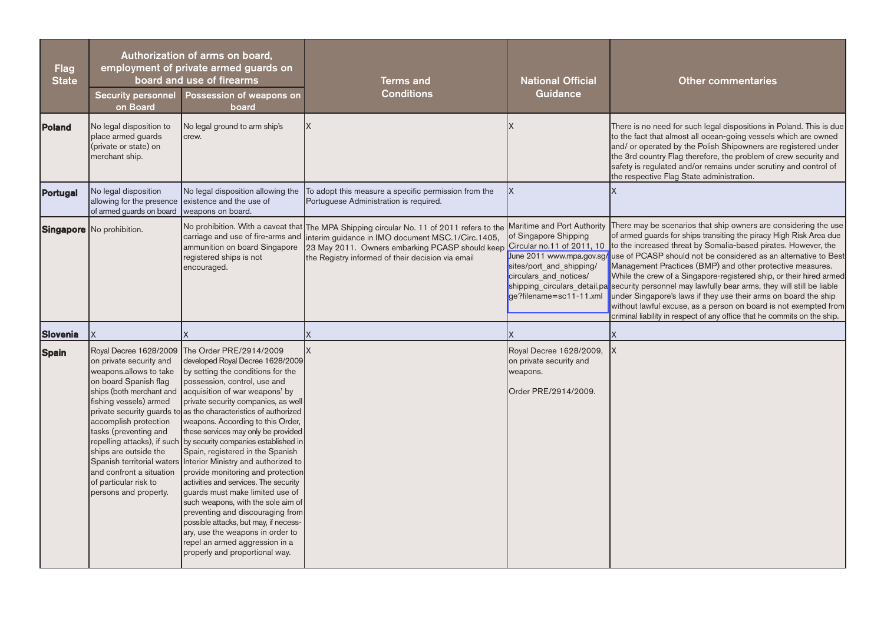| Flag State | Authorization of arms on board, employment of private armed guards on board and use of firearms | | Terms and Conditions | National Official Guidance | Other commentaries |
|---|---|---|---|---|---|
| | Security personnel on Board | Possession of weapons on board | | | |
| **Poland** | No legal disposition to place armed guards (private or state) on merchant ship. | No legal ground to arm ship's crew. | X | X | There is no need for such legal dispositions in Poland. This is due to the fact that almost all ocean-going vessels which are owned and/ or operated by the Polish Shipowners are registered under the 3rd country Flag therefore, the problem of crew security and safety is regulated and/or remains under scrutiny and control of the respective Flag State administration. |
| **Portugal** | No legal disposition allowing for the presence of armed guards on board | No legal disposition allowing the existence and the use of weapons on board. | To adopt this measure a specific permission from the Portuguese Administration is required. | X | X |
| **Singapore** | No prohibition. | No prohibition. With a caveat that carriage and use of fire-arms and ammunition on board Singapore registered ships is not encouraged. | The MPA Shipping circular No. 11 of 2011 refers to the interim guidance in IMO document MSC.1/Circ.1405, 23 May 2011. Owners embarking PCASP should keep the Registry informed of their decision via email | Maritime and Port Authority of Singapore Shipping Circular no.11 of 2011, 10 June 2011 www.mpa.gov.sg/sites/port_and_shipping/circulars_and_notices/shipping_circulars_detail.page?filename=sc11-11.xml | There may be scenarios that ship owners are considering the use of armed guards for ships transiting the piracy High Risk Area due to the increased threat by Somalia-based pirates. However, the use of PCASP should not be considered as an alternative to Best Management Practices (BMP) and other protective measures. While the crew of a Singapore-registered ship, or their hired armed security personnel may lawfully bear arms, they will still be liable under Singapore's laws if they use their arms on board the ship without lawful excuse, as a person on board is not exempted from criminal liability in respect of any office that he commits on the ship. |
| **Slovenia** | X | X | X | X | X |
| **Spain** | Royal Decree 1628/2009 on private security and weapons.allows to take on board Spanish flag ships (both merchant and fishing vessels) armed private security guards to accomplish protection tasks (preventing and repelling attacks), if such ships are outside the Spanish territorial waters and confront a situation of particular risk to persons and property. | The Order PRE/2914/2009 developed Royal Decree 1628/2009 by setting the conditions for the possession, control, use and acquisition of war weapons' by private security companies, as well as the characteristics of authorized weapons. According to this Order, these services may only be provided by security companies established in Spain, registered in the Spanish Interior Ministry and authorized to provide monitoring and protection activities and services. The security guards must make limited use of such weapons, with the sole aim of preventing and discouraging from possible attacks, but may, if necessary, use the weapons in order to repel an armed aggression in a properly and proportional way. | X | Royal Decree 1628/2009, on private security and weapons.<br><br>Order PRE/2914/2009. | X |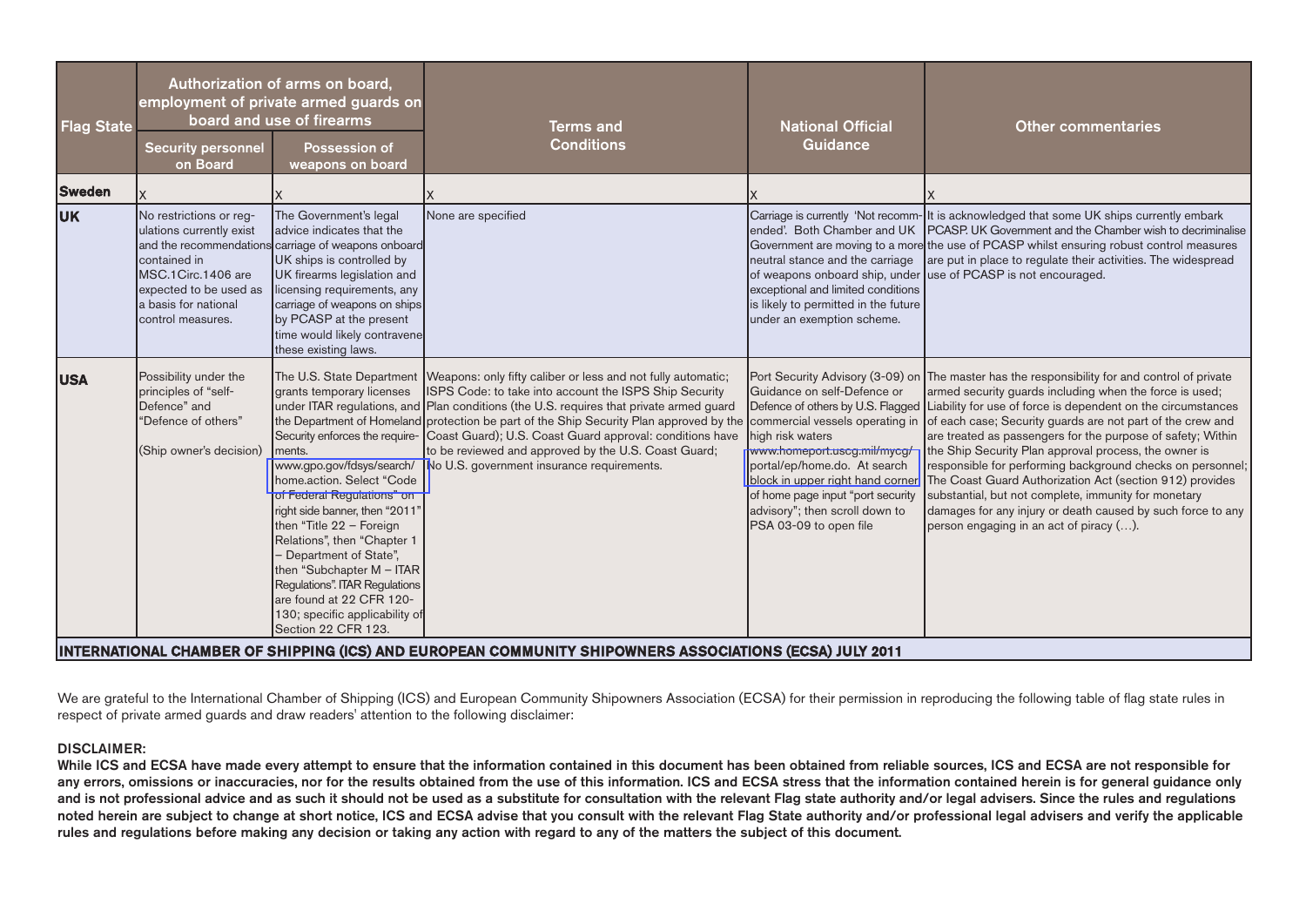| Flag State | Authorization of arms on board, employment of private armed guards on board and use of firearms | | Terms and Conditions | National Official Guidance | Other commentaries |
|---|---|---|---|---|---|
| | Security personnel on Board | Possession of weapons on board | | | |
| **Sweden** | X | X | X | X | X |
| **UK** | No restrictions or regulations currently exist and the recommendations contained in MSC.1Circ.1406 are expected to be used as a basis for national control measures. | The Government's legal advice indicates that the carriage of weapons onboard UK ships is controlled by UK firearms legislation and licensing requirements, any carriage of weapons on ships by PCASP at the present time would likely contravene these existing laws. | None are specified | Carriage is currently 'Not recommended'. Both Chamber and UK Government are moving to a more neutral stance and the carriage of weapons onboard ship, under exceptional and limited conditions is likely to permitted in the future under an exemption scheme. | It is acknowledged that some UK ships currently embark PCASP. UK Government and the Chamber wish to decriminalise the use of PCASP whilst ensuring robust control measures are put in place to regulate their activities. The widespread use of PCASP is not encouraged. |
| **USA** | Possibility under the principles of "self-Defence" and "Defence of others" (Ship owner's decision) | The U.S. State Department grants temporary licenses under ITAR regulations, and the Department of Homeland Security enforces the requirements. www.gpo.gov/fdsys/search/home.action. Select "Code of Federal Regulations" on right side banner, then "2011" then "Title 22 – Foreign Relations", then "Chapter 1 – Department of State", then "Subchapter M – ITAR Regulations". ITAR Regulations are found at 22 CFR 120-130; specific applicability of Section 22 CFR 123. | Weapons: only fifty caliber or less and not fully automatic; ISPS Code: to take into account the ISPS Ship Security Plan conditions (the U.S. requires that private armed guard protection be part of the Ship Security Plan approved by the Coast Guard); U.S. Coast Guard approval: conditions have to be reviewed and approved by the U.S. Coast Guard; No U.S. government insurance requirements. | Port Security Advisory (3-09) on Guidance on self-Defence or Defence of others by U.S. Flagged commercial vessels operating in high risk waters www.homeport.uscg.mil/mycg/portal/ep/home.do. At search block in upper right hand corner of home page input "port security advisory"; then scroll down to PSA 03-09 to open file | The master has the responsibility for and control of private armed security guards including when the force is used; Liability for use of force is dependent on the circumstances of each case; Security guards are not part of the crew and are treated as passengers for the purpose of safety; Within the Ship Security Plan approval process, the owner is responsible for performing background checks on personnel; The Coast Guard Authorization Act (section 912) provides substantial, but not complete, immunity for monetary damages for any injury or death caused by such force to any person engaging in an act of piracy (…). |

**INTERNATIONAL CHAMBER OF SHIPPING (ICS) AND EUROPEAN COMMUNITY SHIPOWNERS ASSOCIATIONS (ECSA) JULY 2011**

We are grateful to the International Chamber of Shipping (ICS) and European Community Shipowners Association (ECSA) for their permission in reproducing the following table of flag state rules in respect of private armed guards and draw readers' attention to the following disclaimer:

DISCLAIMER:

**While ICS and ECSA have made every attempt to ensure that the information contained in this document has been obtained from reliable sources, ICS and ECSA are not responsible for any errors, omissions or inaccuracies, nor for the results obtained from the use of this information. ICS and ECSA stress that the information contained herein is for general guidance only and is not professional advice and as such it should not be used as a substitute for consultation with the relevant Flag state authority and/or legal advisers. Since the rules and regulations noted herein are subject to change at short notice, ICS and ECSA advise that you consult with the relevant Flag State authority and/or professional legal advisers and verify the applicable rules and regulations before making any decision or taking any action with regard to any of the matters the subject of this document.**